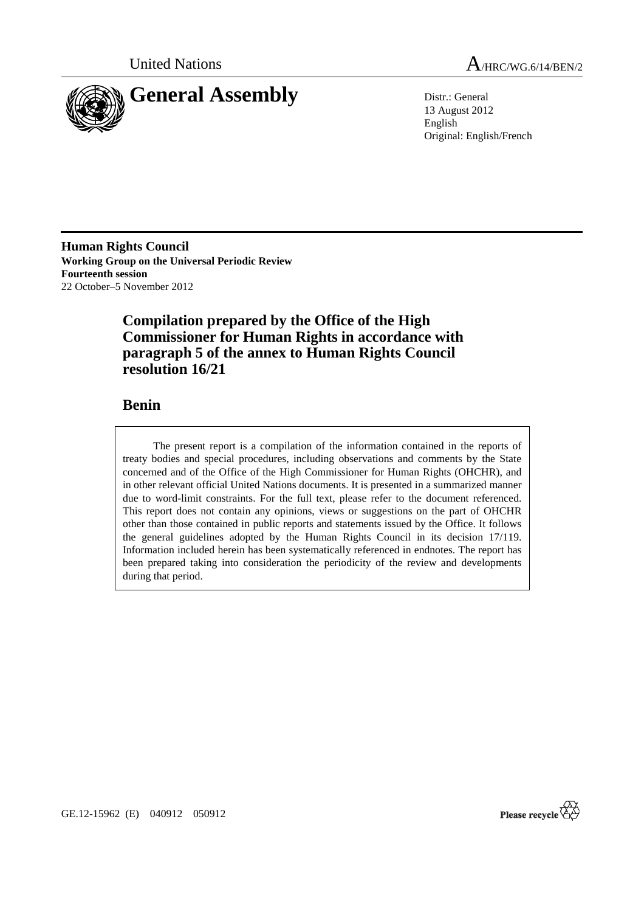United Nations A/HRC/WG.6/14/BEN/2

# General Assembly

Distr.: General
13 August 2012
English
Original: English/French

**Human Rights Council**
**Working Group on the Universal Periodic Review**
**Fourteenth session**
22 October–5 November 2012

## Compilation prepared by the Office of the High Commissioner for Human Rights in accordance with paragraph 5 of the annex to Human Rights Council resolution 16/21

## Benin

The present report is a compilation of the information contained in the reports of treaty bodies and special procedures, including observations and comments by the State concerned and of the Office of the High Commissioner for Human Rights (OHCHR), and in other relevant official United Nations documents. It is presented in a summarized manner due to word-limit constraints. For the full text, please refer to the document referenced. This report does not contain any opinions, views or suggestions on the part of OHCHR other than those contained in public reports and statements issued by the Office. It follows the general guidelines adopted by the Human Rights Council in its decision 17/119. Information included herein has been systematically referenced in endnotes. The report has been prepared taking into consideration the periodicity of the review and developments during that period.

GE.12-15962 (E) 040912 050912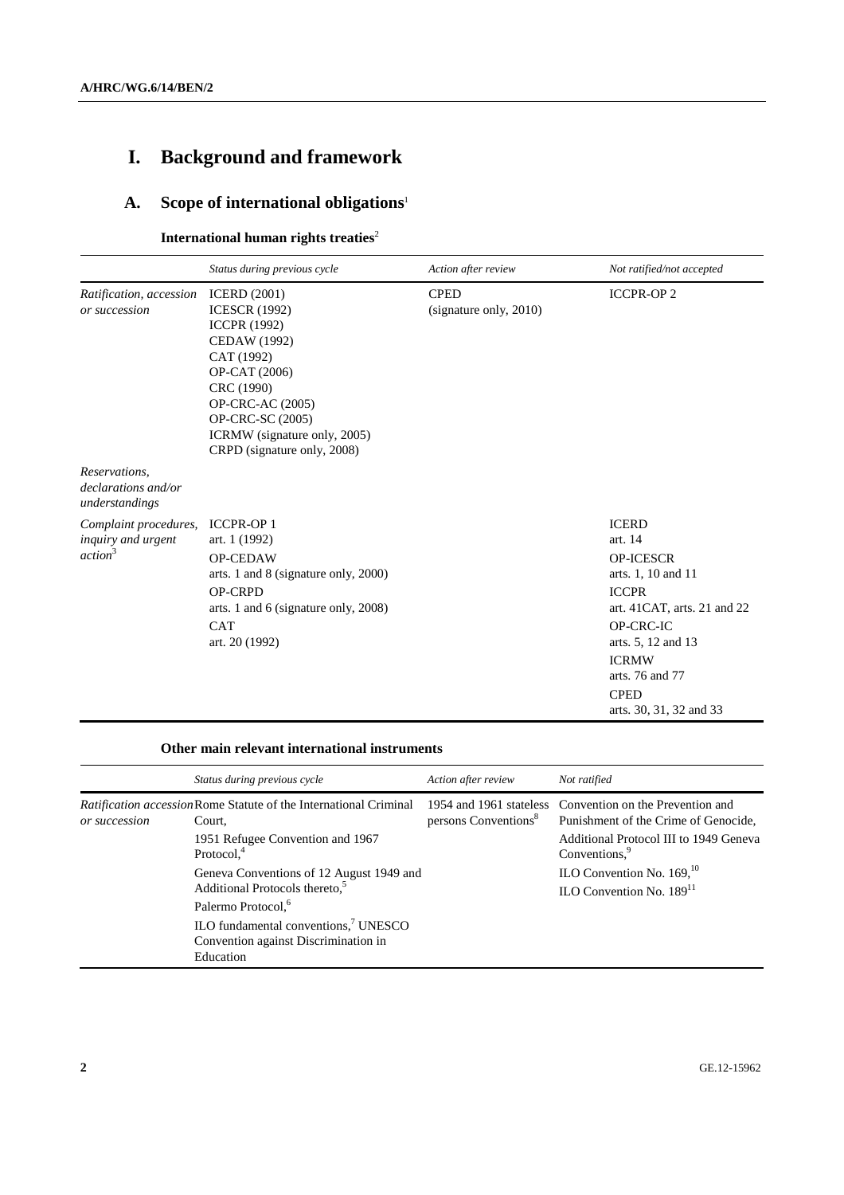# I. Background and framework

## A. Scope of international obligations[1]

### International human rights treaties[2]

| | *Status during previous cycle* | *Action after review* | *Not ratified/not accepted* |
|---|---|---|---|
| *Ratification, accession or succession* | ICERD (2001)<br>ICESCR (1992)<br>ICCPR (1992)<br>CEDAW (1992)<br>CAT (1992)<br>OP-CAT (2006)<br>CRC (1990)<br>OP-CRC-AC (2005)<br>OP-CRC-SC (2005)<br>ICRMW (signature only, 2005)<br>CRPD (signature only, 2008) | CPED<br>(signature only, 2010) | ICCPR-OP 2 |
| *Reservations, declarations and/or understandings* | | | |
| *Complaint procedures, inquiry and urgent action*[3] | ICCPR-OP 1<br>art. 1 (1992)<br>OP-CEDAW<br>arts. 1 and 8 (signature only, 2000)<br>OP-CRPD<br>arts. 1 and 6 (signature only, 2008)<br>CAT<br>art. 20 (1992) | | ICERD<br>art. 14<br>OP-ICESCR<br>arts. 1, 10 and 11<br>ICCPR<br>art. 41CAT, arts. 21 and 22<br>OP-CRC-IC<br>arts. 5, 12 and 13<br>ICRMW<br>arts. 76 and 77<br>CPED<br>arts. 30, 31, 32 and 33 |

### Other main relevant international instruments

| | *Status during previous cycle* | *Action after review* | *Not ratified* |
|---|---|---|---|
| *Ratification accession or succession* | Rome Statute of the International Criminal Court,<br>1951 Refugee Convention and 1967 Protocol,[4]<br>Geneva Conventions of 12 August 1949 and Additional Protocols thereto,[5]<br>Palermo Protocol,[6]<br>ILO fundamental conventions,[7] UNESCO Convention against Discrimination in Education | 1954 and 1961 stateless persons Conventions[8] | Convention on the Prevention and Punishment of the Crime of Genocide,<br>Additional Protocol III to 1949 Geneva Conventions,[9]<br>ILO Convention No. 169,[10]<br>ILO Convention No. 189[11] |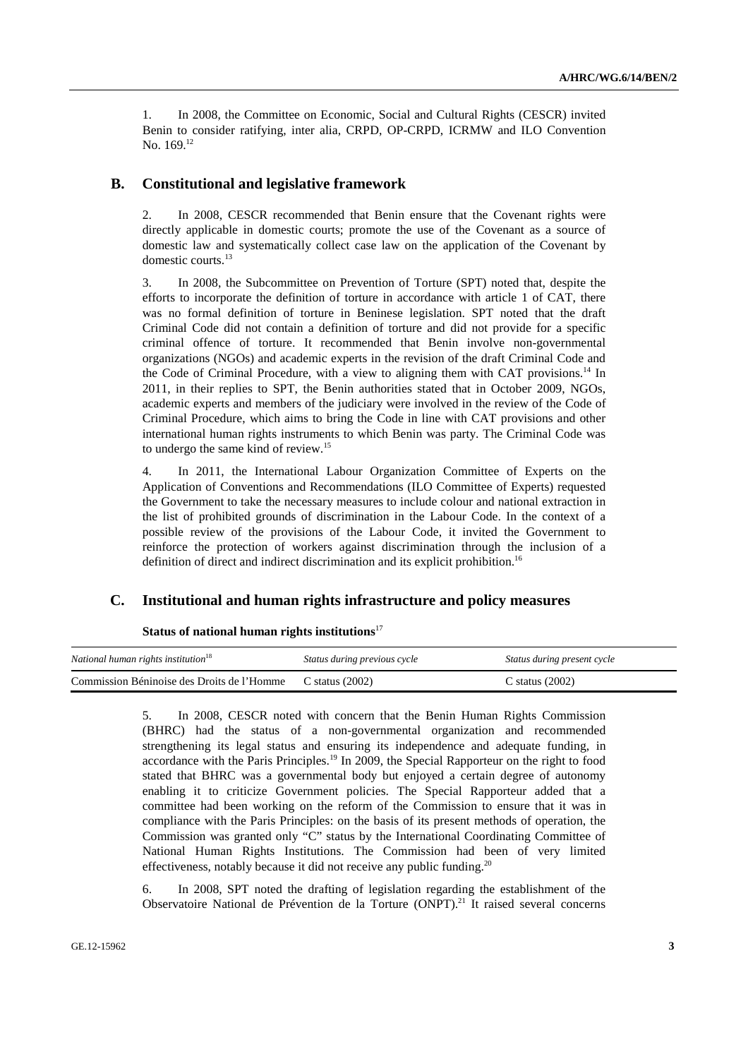1. In 2008, the Committee on Economic, Social and Cultural Rights (CESCR) invited Benin to consider ratifying, inter alia, CRPD, OP-CRPD, ICRMW and ILO Convention No. 169.[12]

## B. Constitutional and legislative framework

2. In 2008, CESCR recommended that Benin ensure that the Covenant rights were directly applicable in domestic courts; promote the use of the Covenant as a source of domestic law and systematically collect case law on the application of the Covenant by domestic courts.[13]

3. In 2008, the Subcommittee on Prevention of Torture (SPT) noted that, despite the efforts to incorporate the definition of torture in accordance with article 1 of CAT, there was no formal definition of torture in Beninese legislation. SPT noted that the draft Criminal Code did not contain a definition of torture and did not provide for a specific criminal offence of torture. It recommended that Benin involve non-governmental organizations (NGOs) and academic experts in the revision of the draft Criminal Code and the Code of Criminal Procedure, with a view to aligning them with CAT provisions.[14] In 2011, in their replies to SPT, the Benin authorities stated that in October 2009, NGOs, academic experts and members of the judiciary were involved in the review of the Code of Criminal Procedure, which aims to bring the Code in line with CAT provisions and other international human rights instruments to which Benin was party. The Criminal Code was to undergo the same kind of review.[15]

4. In 2011, the International Labour Organization Committee of Experts on the Application of Conventions and Recommendations (ILO Committee of Experts) requested the Government to take the necessary measures to include colour and national extraction in the list of prohibited grounds of discrimination in the Labour Code. In the context of a possible review of the provisions of the Labour Code, it invited the Government to reinforce the protection of workers against discrimination through the inclusion of a definition of direct and indirect discrimination and its explicit prohibition.[16]

## C. Institutional and human rights infrastructure and policy measures

**Status of national human rights institutions**[17]

| *National human rights institution*[18] | *Status during previous cycle* | *Status during present cycle* |
|---|---|---|
| Commission Béninoise des Droits de l'Homme | C status (2002) | C status (2002) |

5. In 2008, CESCR noted with concern that the Benin Human Rights Commission (BHRC) had the status of a non-governmental organization and recommended strengthening its legal status and ensuring its independence and adequate funding, in accordance with the Paris Principles.[19] In 2009, the Special Rapporteur on the right to food stated that BHRC was a governmental body but enjoyed a certain degree of autonomy enabling it to criticize Government policies. The Special Rapporteur added that a committee had been working on the reform of the Commission to ensure that it was in compliance with the Paris Principles: on the basis of its present methods of operation, the Commission was granted only "C" status by the International Coordinating Committee of National Human Rights Institutions. The Commission had been of very limited effectiveness, notably because it did not receive any public funding.[20]

6. In 2008, SPT noted the drafting of legislation regarding the establishment of the Observatoire National de Prévention de la Torture (ONPT).[21] It raised several concerns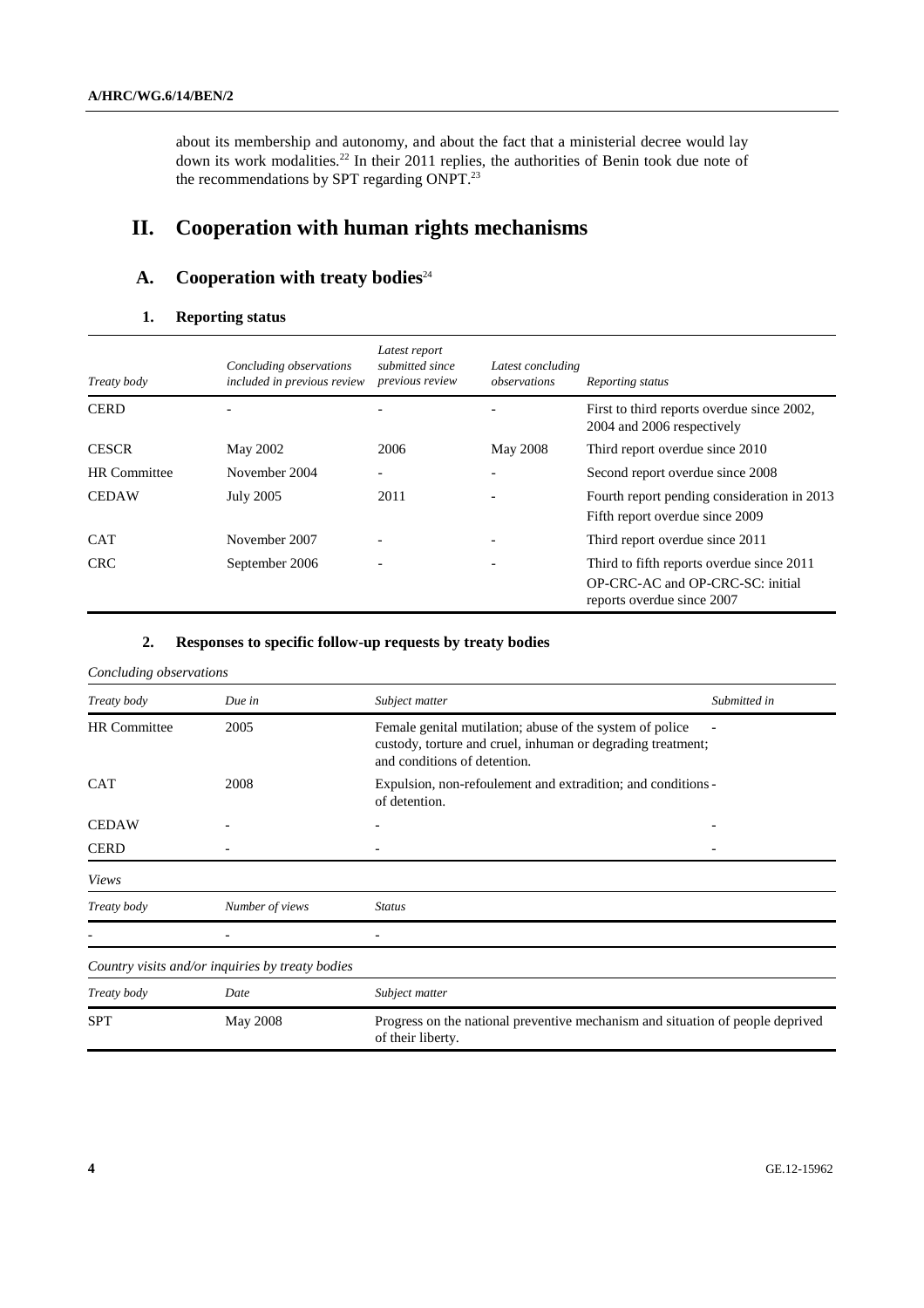about its membership and autonomy, and about the fact that a ministerial decree would lay down its work modalities.[22] In their 2011 replies, the authorities of Benin took due note of the recommendations by SPT regarding ONPT.[23]

# II. Cooperation with human rights mechanisms

## A. Cooperation with treaty bodies[24]

### 1. Reporting status

| *Treaty body* | *Concluding observations included in previous review* | *Latest report submitted since previous review* | *Latest concluding observations* | *Reporting status* |
|---|---|---|---|---|
| CERD | - | - | - | First to third reports overdue since 2002, 2004 and 2006 respectively |
| CESCR | May 2002 | 2006 | May 2008 | Third report overdue since 2010 |
| HR Committee | November 2004 | - | - | Second report overdue since 2008 |
| CEDAW | July 2005 | 2011 | - | Fourth report pending consideration in 2013<br>Fifth report overdue since 2009 |
| CAT | November 2007 | - | - | Third report overdue since 2011 |
| CRC | September 2006 | - | - | Third to fifth reports overdue since 2011<br>OP-CRC-AC and OP-CRC-SC: initial reports overdue since 2007 |

### 2. Responses to specific follow-up requests by treaty bodies

*Concluding observations*

| *Treaty body* | *Due in* | *Subject matter* | *Submitted in* |
|---|---|---|---|
| HR Committee | 2005 | Female genital mutilation; abuse of the system of police custody, torture and cruel, inhuman or degrading treatment; and conditions of detention. | - |
| CAT | 2008 | Expulsion, non-refoulement and extradition; and conditions of detention. | - |
| CEDAW | - | - | - |
| CERD | - | - | - |

*Views*

| *Treaty body* | *Number of views* | *Status* |
|---|---|---|
| - | - | - |

*Country visits and/or inquiries by treaty bodies*

| *Treaty body* | *Date* | *Subject matter* |
|---|---|---|
| SPT | May 2008 | Progress on the national preventive mechanism and situation of people deprived of their liberty. |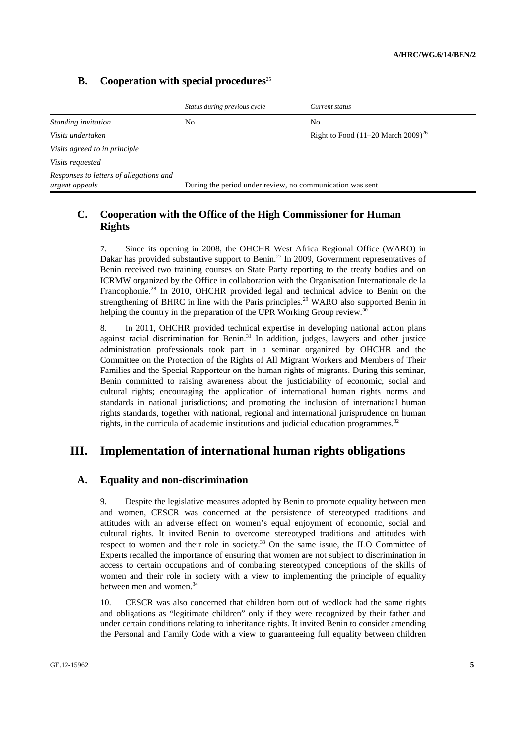## B. Cooperation with special procedures[25]

| | *Status during previous cycle* | *Current status* |
|---|---|---|
| *Standing invitation* | No | No |
| *Visits undertaken* | | Right to Food (11–20 March 2009)[26] |
| *Visits agreed to in principle* | | |
| *Visits requested* | | |
| *Responses to letters of allegations and urgent appeals* | During the period under review, no communication was sent | |

## C. Cooperation with the Office of the High Commissioner for Human Rights

7. Since its opening in 2008, the OHCHR West Africa Regional Office (WARO) in Dakar has provided substantive support to Benin.[27] In 2009, Government representatives of Benin received two training courses on State Party reporting to the treaty bodies and on ICRMW organized by the Office in collaboration with the Organisation Internationale de la Francophonie.[28] In 2010, OHCHR provided legal and technical advice to Benin on the strengthening of BHRC in line with the Paris principles.[29] WARO also supported Benin in helping the country in the preparation of the UPR Working Group review.[30]

8. In 2011, OHCHR provided technical expertise in developing national action plans against racial discrimination for Benin.[31] In addition, judges, lawyers and other justice administration professionals took part in a seminar organized by OHCHR and the Committee on the Protection of the Rights of All Migrant Workers and Members of Their Families and the Special Rapporteur on the human rights of migrants. During this seminar, Benin committed to raising awareness about the justiciability of economic, social and cultural rights; encouraging the application of international human rights norms and standards in national jurisdictions; and promoting the inclusion of international human rights standards, together with national, regional and international jurisprudence on human rights, in the curricula of academic institutions and judicial education programmes.[32]

# III. Implementation of international human rights obligations

## A. Equality and non-discrimination

9. Despite the legislative measures adopted by Benin to promote equality between men and women, CESCR was concerned at the persistence of stereotyped traditions and attitudes with an adverse effect on women's equal enjoyment of economic, social and cultural rights. It invited Benin to overcome stereotyped traditions and attitudes with respect to women and their role in society.[33] On the same issue, the ILO Committee of Experts recalled the importance of ensuring that women are not subject to discrimination in access to certain occupations and of combating stereotyped conceptions of the skills of women and their role in society with a view to implementing the principle of equality between men and women.[34]

10. CESCR was also concerned that children born out of wedlock had the same rights and obligations as "legitimate children" only if they were recognized by their father and under certain conditions relating to inheritance rights. It invited Benin to consider amending the Personal and Family Code with a view to guaranteeing full equality between children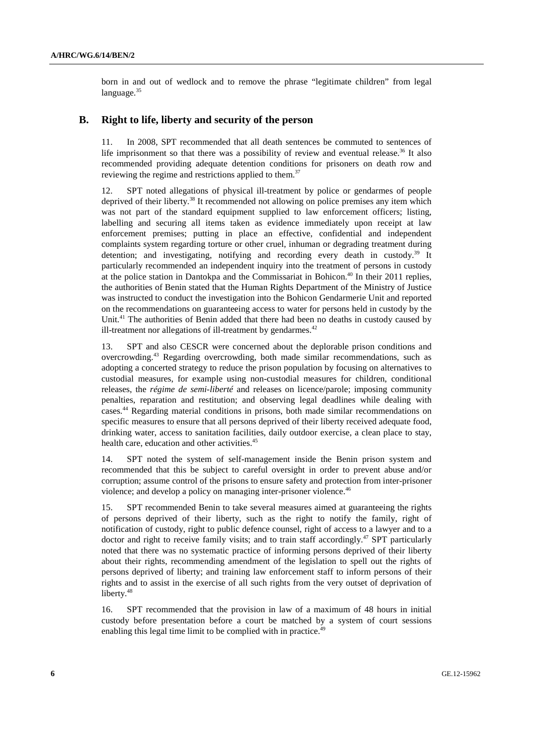born in and out of wedlock and to remove the phrase "legitimate children" from legal language.[35]

## B. Right to life, liberty and security of the person

11. In 2008, SPT recommended that all death sentences be commuted to sentences of life imprisonment so that there was a possibility of review and eventual release.[36] It also recommended providing adequate detention conditions for prisoners on death row and reviewing the regime and restrictions applied to them.[37]

12. SPT noted allegations of physical ill-treatment by police or gendarmes of people deprived of their liberty.[38] It recommended not allowing on police premises any item which was not part of the standard equipment supplied to law enforcement officers; listing, labelling and securing all items taken as evidence immediately upon receipt at law enforcement premises; putting in place an effective, confidential and independent complaints system regarding torture or other cruel, inhuman or degrading treatment during detention; and investigating, notifying and recording every death in custody.[39] It particularly recommended an independent inquiry into the treatment of persons in custody at the police station in Dantokpa and the Commissariat in Bohicon.[40] In their 2011 replies, the authorities of Benin stated that the Human Rights Department of the Ministry of Justice was instructed to conduct the investigation into the Bohicon Gendarmerie Unit and reported on the recommendations on guaranteeing access to water for persons held in custody by the Unit.[41] The authorities of Benin added that there had been no deaths in custody caused by ill-treatment nor allegations of ill-treatment by gendarmes.[42]

13. SPT and also CESCR were concerned about the deplorable prison conditions and overcrowding.[43] Regarding overcrowding, both made similar recommendations, such as adopting a concerted strategy to reduce the prison population by focusing on alternatives to custodial measures, for example using non-custodial measures for children, conditional releases, the *régime de semi-liberté* and releases on licence/parole; imposing community penalties, reparation and restitution; and observing legal deadlines while dealing with cases.[44] Regarding material conditions in prisons, both made similar recommendations on specific measures to ensure that all persons deprived of their liberty received adequate food, drinking water, access to sanitation facilities, daily outdoor exercise, a clean place to stay, health care, education and other activities.[45]

14. SPT noted the system of self-management inside the Benin prison system and recommended that this be subject to careful oversight in order to prevent abuse and/or corruption; assume control of the prisons to ensure safety and protection from inter-prisoner violence; and develop a policy on managing inter-prisoner violence.[46]

15. SPT recommended Benin to take several measures aimed at guaranteeing the rights of persons deprived of their liberty, such as the right to notify the family, right of notification of custody, right to public defence counsel, right of access to a lawyer and to a doctor and right to receive family visits; and to train staff accordingly.[47] SPT particularly noted that there was no systematic practice of informing persons deprived of their liberty about their rights, recommending amendment of the legislation to spell out the rights of persons deprived of liberty; and training law enforcement staff to inform persons of their rights and to assist in the exercise of all such rights from the very outset of deprivation of liberty.[48]

16. SPT recommended that the provision in law of a maximum of 48 hours in initial custody before presentation before a court be matched by a system of court sessions enabling this legal time limit to be complied with in practice.[49]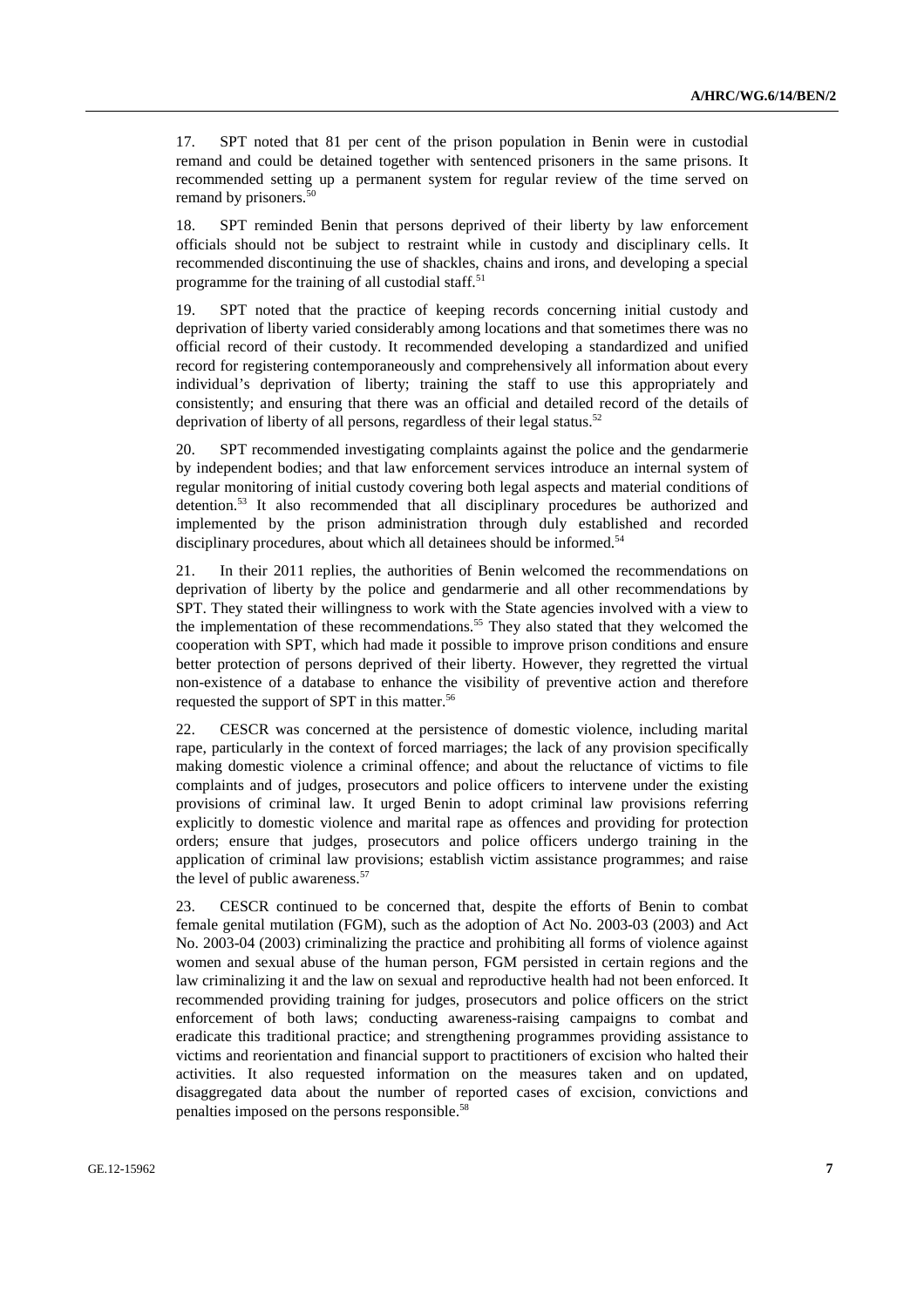17. SPT noted that 81 per cent of the prison population in Benin were in custodial remand and could be detained together with sentenced prisoners in the same prisons. It recommended setting up a permanent system for regular review of the time served on remand by prisoners.[50]

18. SPT reminded Benin that persons deprived of their liberty by law enforcement officials should not be subject to restraint while in custody and disciplinary cells. It recommended discontinuing the use of shackles, chains and irons, and developing a special programme for the training of all custodial staff.[51]

19. SPT noted that the practice of keeping records concerning initial custody and deprivation of liberty varied considerably among locations and that sometimes there was no official record of their custody. It recommended developing a standardized and unified record for registering contemporaneously and comprehensively all information about every individual's deprivation of liberty; training the staff to use this appropriately and consistently; and ensuring that there was an official and detailed record of the details of deprivation of liberty of all persons, regardless of their legal status.[52]

20. SPT recommended investigating complaints against the police and the gendarmerie by independent bodies; and that law enforcement services introduce an internal system of regular monitoring of initial custody covering both legal aspects and material conditions of detention.[53] It also recommended that all disciplinary procedures be authorized and implemented by the prison administration through duly established and recorded disciplinary procedures, about which all detainees should be informed.[54]

21. In their 2011 replies, the authorities of Benin welcomed the recommendations on deprivation of liberty by the police and gendarmerie and all other recommendations by SPT. They stated their willingness to work with the State agencies involved with a view to the implementation of these recommendations.[55] They also stated that they welcomed the cooperation with SPT, which had made it possible to improve prison conditions and ensure better protection of persons deprived of their liberty. However, they regretted the virtual non-existence of a database to enhance the visibility of preventive action and therefore requested the support of SPT in this matter.[56]

22. CESCR was concerned at the persistence of domestic violence, including marital rape, particularly in the context of forced marriages; the lack of any provision specifically making domestic violence a criminal offence; and about the reluctance of victims to file complaints and of judges, prosecutors and police officers to intervene under the existing provisions of criminal law. It urged Benin to adopt criminal law provisions referring explicitly to domestic violence and marital rape as offences and providing for protection orders; ensure that judges, prosecutors and police officers undergo training in the application of criminal law provisions; establish victim assistance programmes; and raise the level of public awareness.[57]

23. CESCR continued to be concerned that, despite the efforts of Benin to combat female genital mutilation (FGM), such as the adoption of Act No. 2003-03 (2003) and Act No. 2003-04 (2003) criminalizing the practice and prohibiting all forms of violence against women and sexual abuse of the human person, FGM persisted in certain regions and the law criminalizing it and the law on sexual and reproductive health had not been enforced. It recommended providing training for judges, prosecutors and police officers on the strict enforcement of both laws; conducting awareness-raising campaigns to combat and eradicate this traditional practice; and strengthening programmes providing assistance to victims and reorientation and financial support to practitioners of excision who halted their activities. It also requested information on the measures taken and on updated, disaggregated data about the number of reported cases of excision, convictions and penalties imposed on the persons responsible.[58]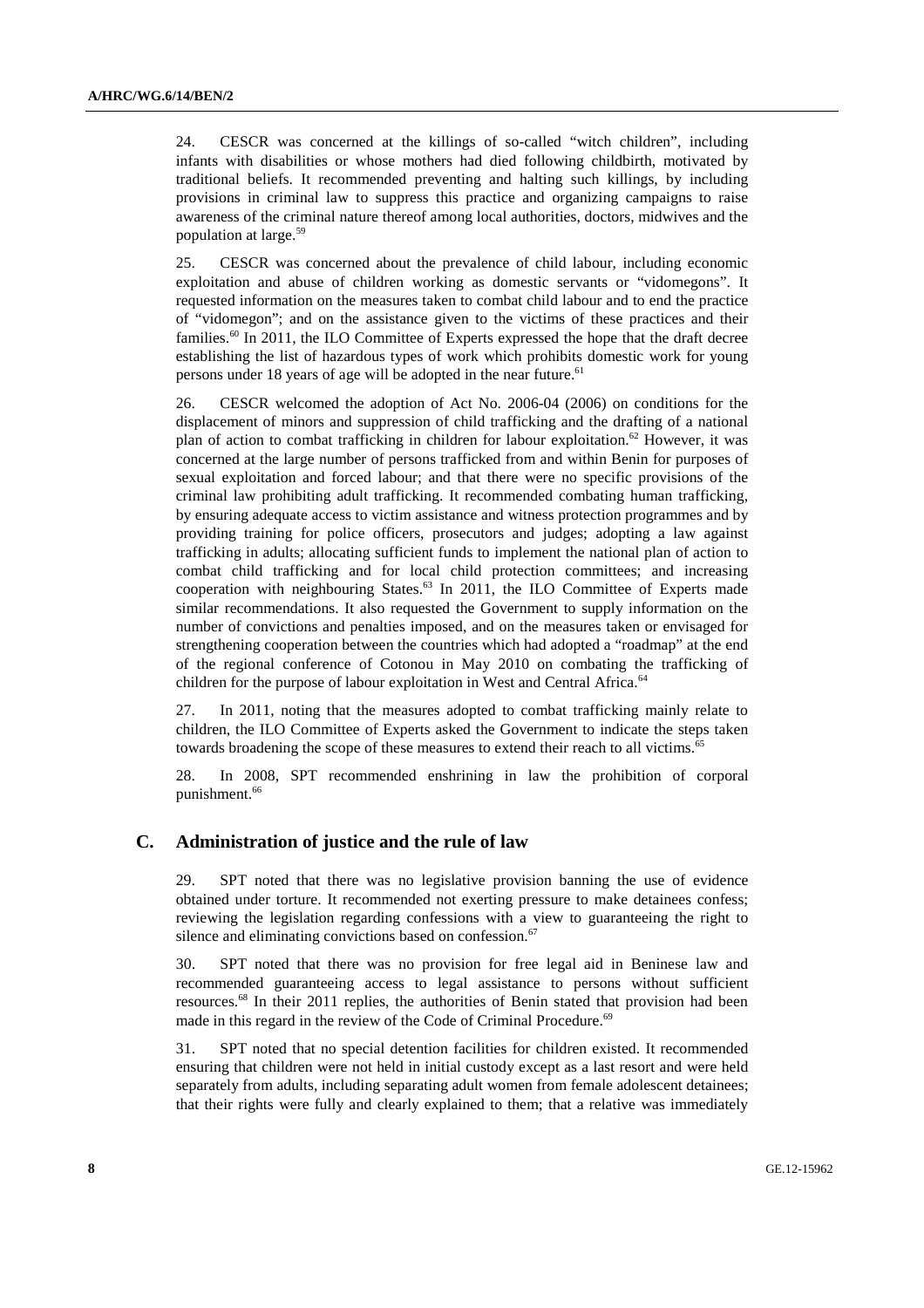24. CESCR was concerned at the killings of so-called "witch children", including infants with disabilities or whose mothers had died following childbirth, motivated by traditional beliefs. It recommended preventing and halting such killings, by including provisions in criminal law to suppress this practice and organizing campaigns to raise awareness of the criminal nature thereof among local authorities, doctors, midwives and the population at large.[59]

25. CESCR was concerned about the prevalence of child labour, including economic exploitation and abuse of children working as domestic servants or "vidomegons". It requested information on the measures taken to combat child labour and to end the practice of "vidomegon"; and on the assistance given to the victims of these practices and their families.[60] In 2011, the ILO Committee of Experts expressed the hope that the draft decree establishing the list of hazardous types of work which prohibits domestic work for young persons under 18 years of age will be adopted in the near future.[61]

26. CESCR welcomed the adoption of Act No. 2006-04 (2006) on conditions for the displacement of minors and suppression of child trafficking and the drafting of a national plan of action to combat trafficking in children for labour exploitation.[62] However, it was concerned at the large number of persons trafficked from and within Benin for purposes of sexual exploitation and forced labour; and that there were no specific provisions of the criminal law prohibiting adult trafficking. It recommended combating human trafficking, by ensuring adequate access to victim assistance and witness protection programmes and by providing training for police officers, prosecutors and judges; adopting a law against trafficking in adults; allocating sufficient funds to implement the national plan of action to combat child trafficking and for local child protection committees; and increasing cooperation with neighbouring States.[63] In 2011, the ILO Committee of Experts made similar recommendations. It also requested the Government to supply information on the number of convictions and penalties imposed, and on the measures taken or envisaged for strengthening cooperation between the countries which had adopted a "roadmap" at the end of the regional conference of Cotonou in May 2010 on combating the trafficking of children for the purpose of labour exploitation in West and Central Africa.[64]

27. In 2011, noting that the measures adopted to combat trafficking mainly relate to children, the ILO Committee of Experts asked the Government to indicate the steps taken towards broadening the scope of these measures to extend their reach to all victims.[65]

28. In 2008, SPT recommended enshrining in law the prohibition of corporal punishment.[66]

## C. Administration of justice and the rule of law

29. SPT noted that there was no legislative provision banning the use of evidence obtained under torture. It recommended not exerting pressure to make detainees confess; reviewing the legislation regarding confessions with a view to guaranteeing the right to silence and eliminating convictions based on confession.[67]

30. SPT noted that there was no provision for free legal aid in Beninese law and recommended guaranteeing access to legal assistance to persons without sufficient resources.[68] In their 2011 replies, the authorities of Benin stated that provision had been made in this regard in the review of the Code of Criminal Procedure.[69]

31. SPT noted that no special detention facilities for children existed. It recommended ensuring that children were not held in initial custody except as a last resort and were held separately from adults, including separating adult women from female adolescent detainees; that their rights were fully and clearly explained to them; that a relative was immediately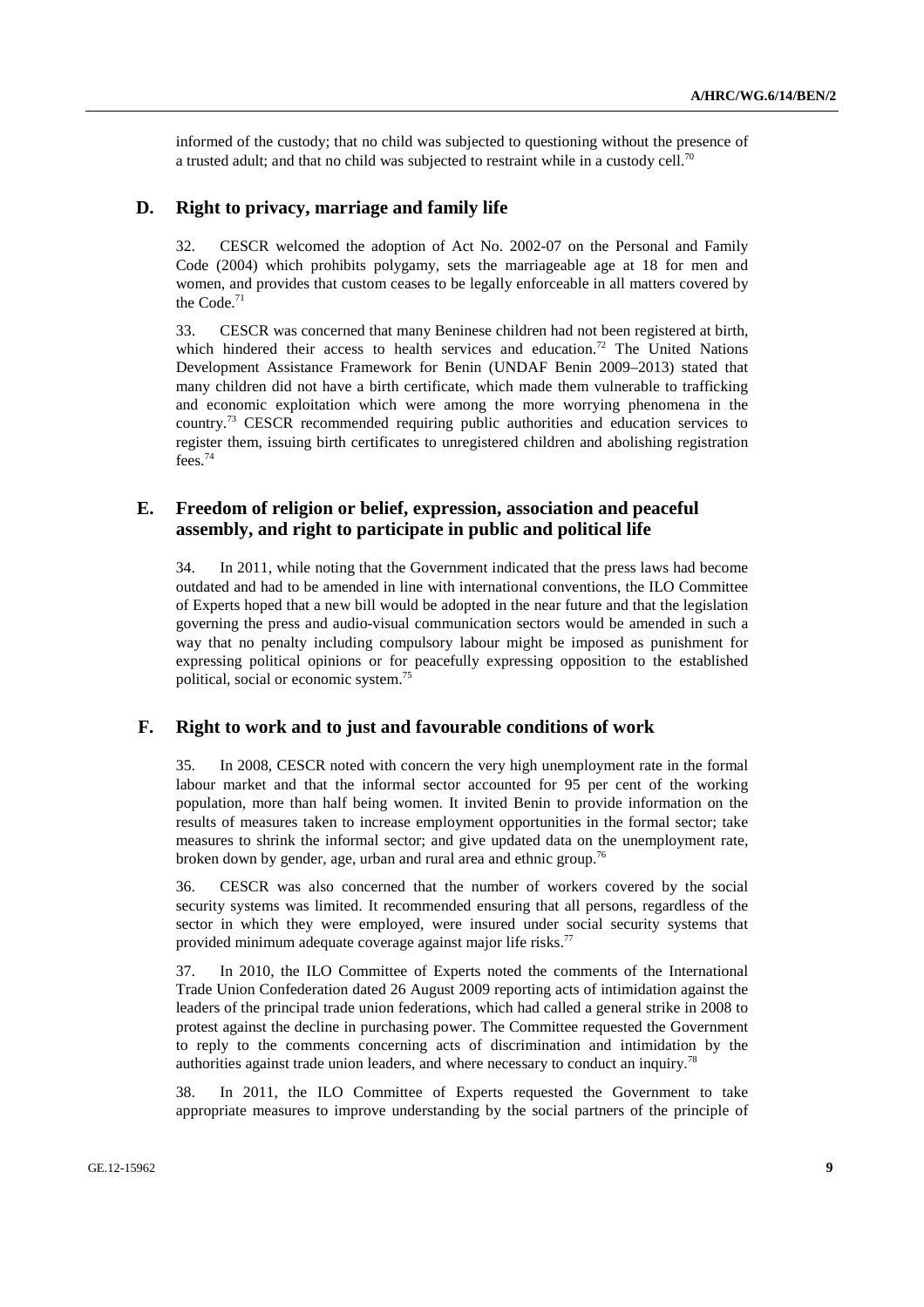informed of the custody; that no child was subjected to questioning without the presence of a trusted adult; and that no child was subjected to restraint while in a custody cell.[70]

## D. Right to privacy, marriage and family life

32. CESCR welcomed the adoption of Act No. 2002-07 on the Personal and Family Code (2004) which prohibits polygamy, sets the marriageable age at 18 for men and women, and provides that custom ceases to be legally enforceable in all matters covered by the Code.[71]

33. CESCR was concerned that many Beninese children had not been registered at birth, which hindered their access to health services and education.[72] The United Nations Development Assistance Framework for Benin (UNDAF Benin 2009–2013) stated that many children did not have a birth certificate, which made them vulnerable to trafficking and economic exploitation which were among the more worrying phenomena in the country.[73] CESCR recommended requiring public authorities and education services to register them, issuing birth certificates to unregistered children and abolishing registration fees.[74]

## E. Freedom of religion or belief, expression, association and peaceful assembly, and right to participate in public and political life

34. In 2011, while noting that the Government indicated that the press laws had become outdated and had to be amended in line with international conventions, the ILO Committee of Experts hoped that a new bill would be adopted in the near future and that the legislation governing the press and audio-visual communication sectors would be amended in such a way that no penalty including compulsory labour might be imposed as punishment for expressing political opinions or for peacefully expressing opposition to the established political, social or economic system.[75]

## F. Right to work and to just and favourable conditions of work

35. In 2008, CESCR noted with concern the very high unemployment rate in the formal labour market and that the informal sector accounted for 95 per cent of the working population, more than half being women. It invited Benin to provide information on the results of measures taken to increase employment opportunities in the formal sector; take measures to shrink the informal sector; and give updated data on the unemployment rate, broken down by gender, age, urban and rural area and ethnic group.[76]

36. CESCR was also concerned that the number of workers covered by the social security systems was limited. It recommended ensuring that all persons, regardless of the sector in which they were employed, were insured under social security systems that provided minimum adequate coverage against major life risks.[77]

37. In 2010, the ILO Committee of Experts noted the comments of the International Trade Union Confederation dated 26 August 2009 reporting acts of intimidation against the leaders of the principal trade union federations, which had called a general strike in 2008 to protest against the decline in purchasing power. The Committee requested the Government to reply to the comments concerning acts of discrimination and intimidation by the authorities against trade union leaders, and where necessary to conduct an inquiry.[78]

38. In 2011, the ILO Committee of Experts requested the Government to take appropriate measures to improve understanding by the social partners of the principle of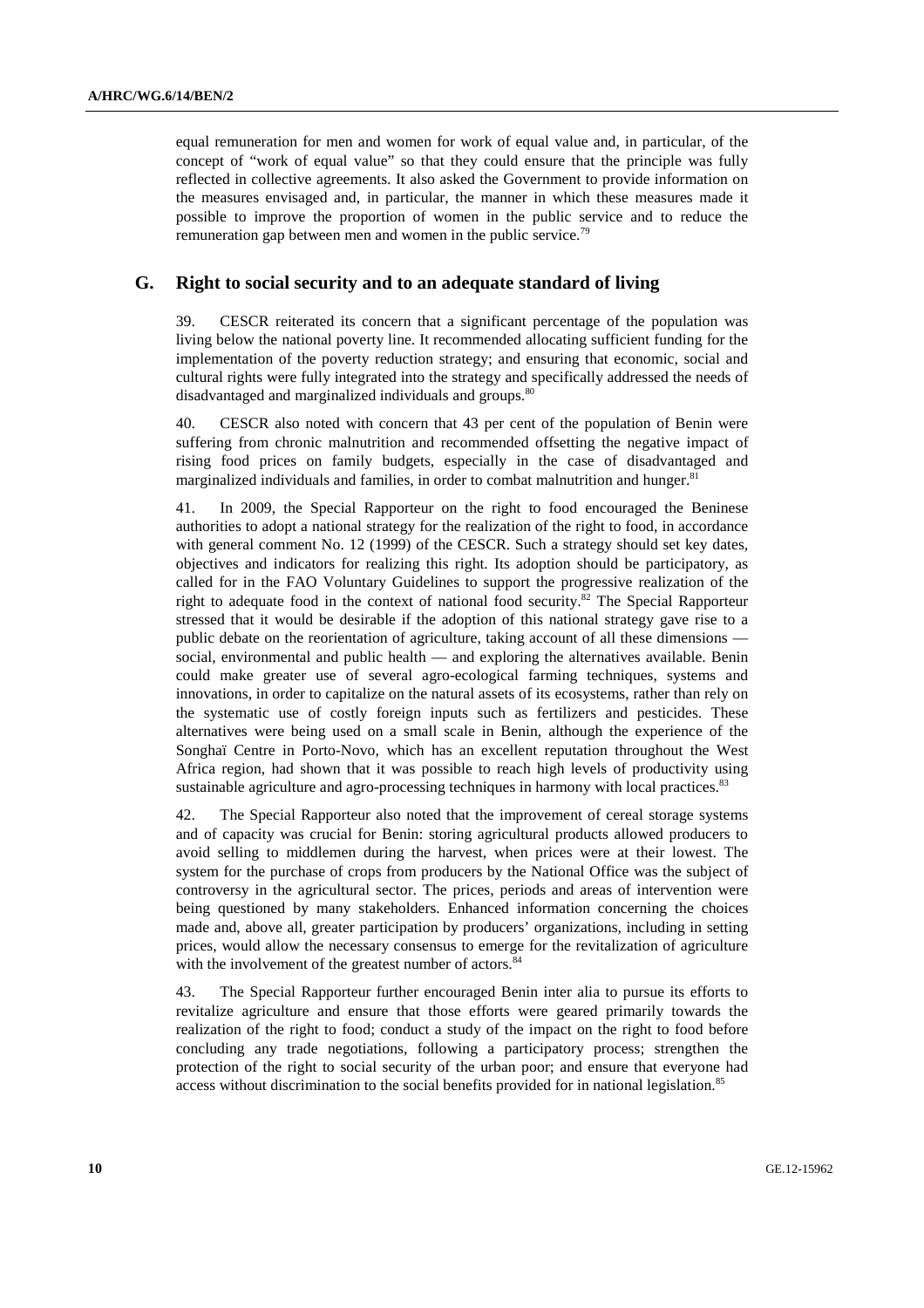equal remuneration for men and women for work of equal value and, in particular, of the concept of "work of equal value" so that they could ensure that the principle was fully reflected in collective agreements. It also asked the Government to provide information on the measures envisaged and, in particular, the manner in which these measures made it possible to improve the proportion of women in the public service and to reduce the remuneration gap between men and women in the public service.[79]

## G. Right to social security and to an adequate standard of living

39. CESCR reiterated its concern that a significant percentage of the population was living below the national poverty line. It recommended allocating sufficient funding for the implementation of the poverty reduction strategy; and ensuring that economic, social and cultural rights were fully integrated into the strategy and specifically addressed the needs of disadvantaged and marginalized individuals and groups.[80]

40. CESCR also noted with concern that 43 per cent of the population of Benin were suffering from chronic malnutrition and recommended offsetting the negative impact of rising food prices on family budgets, especially in the case of disadvantaged and marginalized individuals and families, in order to combat malnutrition and hunger.[81]

41. In 2009, the Special Rapporteur on the right to food encouraged the Beninese authorities to adopt a national strategy for the realization of the right to food, in accordance with general comment No. 12 (1999) of the CESCR. Such a strategy should set key dates, objectives and indicators for realizing this right. Its adoption should be participatory, as called for in the FAO Voluntary Guidelines to support the progressive realization of the right to adequate food in the context of national food security.[82] The Special Rapporteur stressed that it would be desirable if the adoption of this national strategy gave rise to a public debate on the reorientation of agriculture, taking account of all these dimensions — social, environmental and public health — and exploring the alternatives available. Benin could make greater use of several agro-ecological farming techniques, systems and innovations, in order to capitalize on the natural assets of its ecosystems, rather than rely on the systematic use of costly foreign inputs such as fertilizers and pesticides. These alternatives were being used on a small scale in Benin, although the experience of the Songhaï Centre in Porto-Novo, which has an excellent reputation throughout the West Africa region, had shown that it was possible to reach high levels of productivity using sustainable agriculture and agro-processing techniques in harmony with local practices.[83]

42. The Special Rapporteur also noted that the improvement of cereal storage systems and of capacity was crucial for Benin: storing agricultural products allowed producers to avoid selling to middlemen during the harvest, when prices were at their lowest. The system for the purchase of crops from producers by the National Office was the subject of controversy in the agricultural sector. The prices, periods and areas of intervention were being questioned by many stakeholders. Enhanced information concerning the choices made and, above all, greater participation by producers' organizations, including in setting prices, would allow the necessary consensus to emerge for the revitalization of agriculture with the involvement of the greatest number of actors.[84]

43. The Special Rapporteur further encouraged Benin inter alia to pursue its efforts to revitalize agriculture and ensure that those efforts were geared primarily towards the realization of the right to food; conduct a study of the impact on the right to food before concluding any trade negotiations, following a participatory process; strengthen the protection of the right to social security of the urban poor; and ensure that everyone had access without discrimination to the social benefits provided for in national legislation.[85]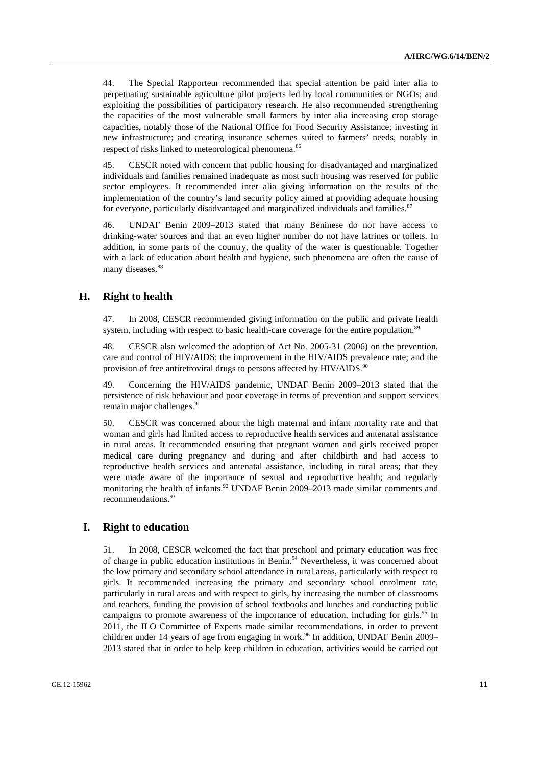44. The Special Rapporteur recommended that special attention be paid inter alia to perpetuating sustainable agriculture pilot projects led by local communities or NGOs; and exploiting the possibilities of participatory research. He also recommended strengthening the capacities of the most vulnerable small farmers by inter alia increasing crop storage capacities, notably those of the National Office for Food Security Assistance; investing in new infrastructure; and creating insurance schemes suited to farmers' needs, notably in respect of risks linked to meteorological phenomena.[86]

45. CESCR noted with concern that public housing for disadvantaged and marginalized individuals and families remained inadequate as most such housing was reserved for public sector employees. It recommended inter alia giving information on the results of the implementation of the country's land security policy aimed at providing adequate housing for everyone, particularly disadvantaged and marginalized individuals and families.[87]

46. UNDAF Benin 2009–2013 stated that many Beninese do not have access to drinking-water sources and that an even higher number do not have latrines or toilets. In addition, in some parts of the country, the quality of the water is questionable. Together with a lack of education about health and hygiene, such phenomena are often the cause of many diseases.[88]

## H. Right to health

47. In 2008, CESCR recommended giving information on the public and private health system, including with respect to basic health-care coverage for the entire population.[89]

48. CESCR also welcomed the adoption of Act No. 2005-31 (2006) on the prevention, care and control of HIV/AIDS; the improvement in the HIV/AIDS prevalence rate; and the provision of free antiretroviral drugs to persons affected by HIV/AIDS.[90]

49. Concerning the HIV/AIDS pandemic, UNDAF Benin 2009–2013 stated that the persistence of risk behaviour and poor coverage in terms of prevention and support services remain major challenges.[91]

50. CESCR was concerned about the high maternal and infant mortality rate and that woman and girls had limited access to reproductive health services and antenatal assistance in rural areas. It recommended ensuring that pregnant women and girls received proper medical care during pregnancy and during and after childbirth and had access to reproductive health services and antenatal assistance, including in rural areas; that they were made aware of the importance of sexual and reproductive health; and regularly monitoring the health of infants.[92] UNDAF Benin 2009–2013 made similar comments and recommendations.[93]

## I. Right to education

51. In 2008, CESCR welcomed the fact that preschool and primary education was free of charge in public education institutions in Benin.[94] Nevertheless, it was concerned about the low primary and secondary school attendance in rural areas, particularly with respect to girls. It recommended increasing the primary and secondary school enrolment rate, particularly in rural areas and with respect to girls, by increasing the number of classrooms and teachers, funding the provision of school textbooks and lunches and conducting public campaigns to promote awareness of the importance of education, including for girls.[95] In 2011, the ILO Committee of Experts made similar recommendations, in order to prevent children under 14 years of age from engaging in work.[96] In addition, UNDAF Benin 2009–2013 stated that in order to help keep children in education, activities would be carried out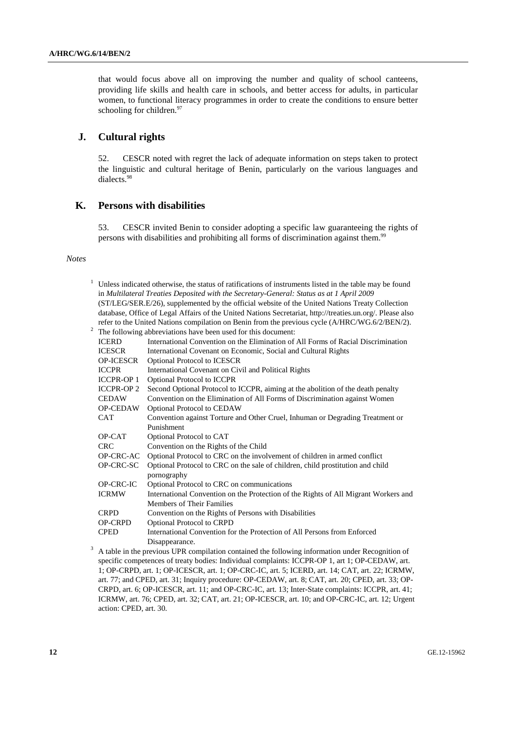that would focus above all on improving the number and quality of school canteens, providing life skills and health care in schools, and better access for adults, in particular women, to functional literacy programmes in order to create the conditions to ensure better schooling for children.[97]

## J. Cultural rights

52. CESCR noted with regret the lack of adequate information on steps taken to protect the linguistic and cultural heritage of Benin, particularly on the various languages and dialects.[98]

## K. Persons with disabilities

53. CESCR invited Benin to consider adopting a specific law guaranteeing the rights of persons with disabilities and prohibiting all forms of discrimination against them.[99]

*Notes*

[1] Unless indicated otherwise, the status of ratifications of instruments listed in the table may be found in *Multilateral Treaties Deposited with the Secretary-General: Status as at 1 April 2009* (ST/LEG/SER.E/26), supplemented by the official website of the United Nations Treaty Collection database, Office of Legal Affairs of the United Nations Secretariat, http://treaties.un.org/. Please also refer to the United Nations compilation on Benin from the previous cycle (A/HRC/WG.6/2/BEN/2).

[2] The following abbreviations have been used for this document:

| | |
|---|---|
| ICERD | International Convention on the Elimination of All Forms of Racial Discrimination |
| ICESCR | International Covenant on Economic, Social and Cultural Rights |
| OP-ICESCR | Optional Protocol to ICESCR |
| ICCPR | International Covenant on Civil and Political Rights |
| ICCPR-OP 1 | Optional Protocol to ICCPR |
| ICCPR-OP 2 | Second Optional Protocol to ICCPR, aiming at the abolition of the death penalty |
| CEDAW | Convention on the Elimination of All Forms of Discrimination against Women |
| OP-CEDAW | Optional Protocol to CEDAW |
| CAT | Convention against Torture and Other Cruel, Inhuman or Degrading Treatment or Punishment |
| OP-CAT | Optional Protocol to CAT |
| CRC | Convention on the Rights of the Child |
| OP-CRC-AC | Optional Protocol to CRC on the involvement of children in armed conflict |
| OP-CRC-SC | Optional Protocol to CRC on the sale of children, child prostitution and child pornography |
| OP-CRC-IC | Optional Protocol to CRC on communications |
| ICRMW | International Convention on the Protection of the Rights of All Migrant Workers and Members of Their Families |
| CRPD | Convention on the Rights of Persons with Disabilities |
| OP-CRPD | Optional Protocol to CRPD |
| CPED | International Convention for the Protection of All Persons from Enforced Disappearance. |

[3] A table in the previous UPR compilation contained the following information under Recognition of specific competences of treaty bodies: Individual complaints: ICCPR-OP 1, art 1; OP-CEDAW, art. 1; OP-CRPD, art. 1; OP-ICESCR, art. 1; OP-CRC-IC, art. 5; ICERD, art. 14; CAT, art. 22; ICRMW, art. 77; and CPED, art. 31; Inquiry procedure: OP-CEDAW, art. 8; CAT, art. 20; CPED, art. 33; OP-CRPD, art. 6; OP-ICESCR, art. 11; and OP-CRC-IC, art. 13; Inter-State complaints: ICCPR, art. 41; ICRMW, art. 76; CPED, art. 32; CAT, art. 21; OP-ICESCR, art. 10; and OP-CRC-IC, art. 12; Urgent action: CPED, art. 30.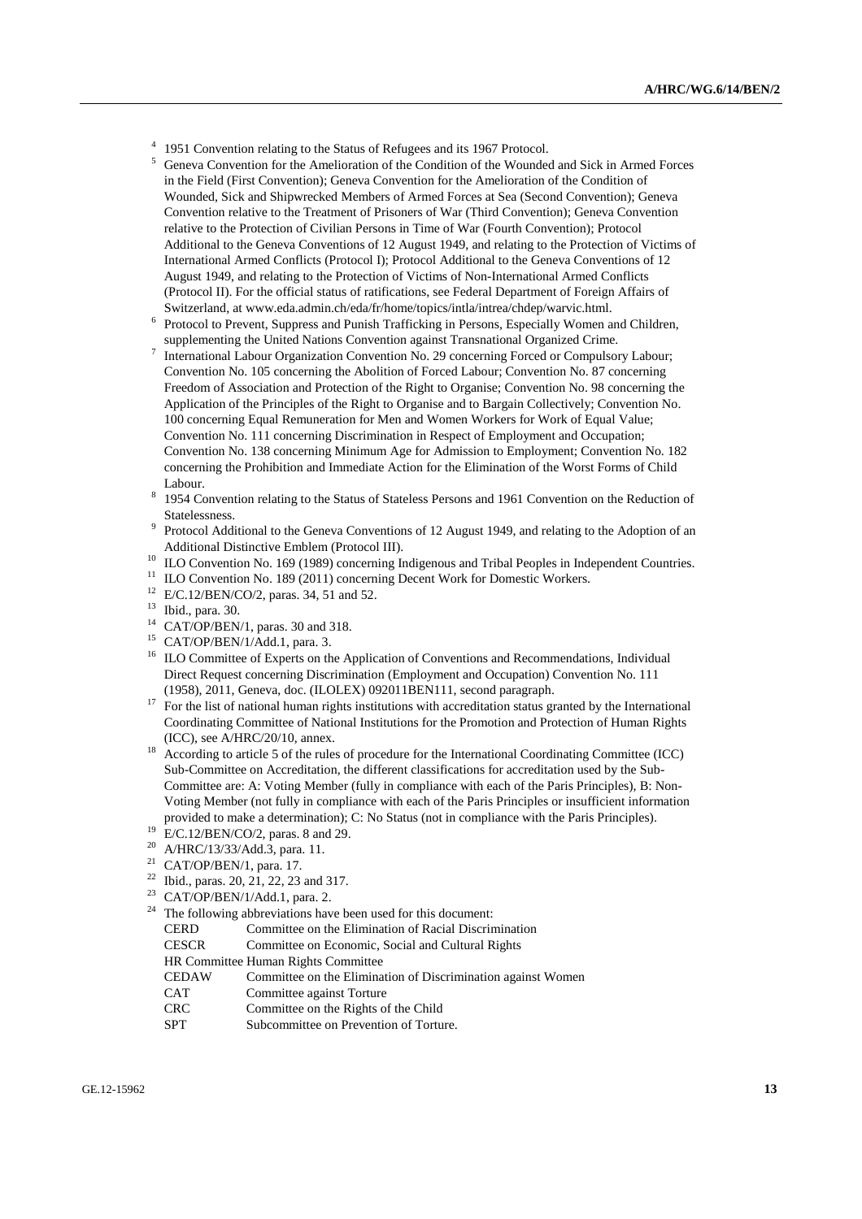[4] 1951 Convention relating to the Status of Refugees and its 1967 Protocol.

[5] Geneva Convention for the Amelioration of the Condition of the Wounded and Sick in Armed Forces in the Field (First Convention); Geneva Convention for the Amelioration of the Condition of Wounded, Sick and Shipwrecked Members of Armed Forces at Sea (Second Convention); Geneva Convention relative to the Treatment of Prisoners of War (Third Convention); Geneva Convention relative to the Protection of Civilian Persons in Time of War (Fourth Convention); Protocol Additional to the Geneva Conventions of 12 August 1949, and relating to the Protection of Victims of International Armed Conflicts (Protocol I); Protocol Additional to the Geneva Conventions of 12 August 1949, and relating to the Protection of Victims of Non-International Armed Conflicts (Protocol II). For the official status of ratifications, see Federal Department of Foreign Affairs of Switzerland, at www.eda.admin.ch/eda/fr/home/topics/intla/intrea/chdep/warvic.html.

[6] Protocol to Prevent, Suppress and Punish Trafficking in Persons, Especially Women and Children, supplementing the United Nations Convention against Transnational Organized Crime.

[7] International Labour Organization Convention No. 29 concerning Forced or Compulsory Labour; Convention No. 105 concerning the Abolition of Forced Labour; Convention No. 87 concerning Freedom of Association and Protection of the Right to Organise; Convention No. 98 concerning the Application of the Principles of the Right to Organise and to Bargain Collectively; Convention No. 100 concerning Equal Remuneration for Men and Women Workers for Work of Equal Value; Convention No. 111 concerning Discrimination in Respect of Employment and Occupation; Convention No. 138 concerning Minimum Age for Admission to Employment; Convention No. 182 concerning the Prohibition and Immediate Action for the Elimination of the Worst Forms of Child Labour.

[8] 1954 Convention relating to the Status of Stateless Persons and 1961 Convention on the Reduction of Statelessness.

[9] Protocol Additional to the Geneva Conventions of 12 August 1949, and relating to the Adoption of an Additional Distinctive Emblem (Protocol III).

[10] ILO Convention No. 169 (1989) concerning Indigenous and Tribal Peoples in Independent Countries.

[11] ILO Convention No. 189 (2011) concerning Decent Work for Domestic Workers.

[12] E/C.12/BEN/CO/2, paras. 34, 51 and 52.

[13] Ibid., para. 30.

[14] CAT/OP/BEN/1, paras. 30 and 318.

[15] CAT/OP/BEN/1/Add.1, para. 3.

[16] ILO Committee of Experts on the Application of Conventions and Recommendations, Individual Direct Request concerning Discrimination (Employment and Occupation) Convention No. 111 (1958), 2011, Geneva, doc. (ILOLEX) 092011BEN111, second paragraph.

[17] For the list of national human rights institutions with accreditation status granted by the International Coordinating Committee of National Institutions for the Promotion and Protection of Human Rights (ICC), see A/HRC/20/10, annex.

[18] According to article 5 of the rules of procedure for the International Coordinating Committee (ICC) Sub-Committee on Accreditation, the different classifications for accreditation used by the Sub-Committee are: A: Voting Member (fully in compliance with each of the Paris Principles), B: Non-Voting Member (not fully in compliance with each of the Paris Principles or insufficient information provided to make a determination); C: No Status (not in compliance with the Paris Principles).

[19] E/C.12/BEN/CO/2, paras. 8 and 29.

[20] A/HRC/13/33/Add.3, para. 11.

[21] CAT/OP/BEN/1, para. 17.

[22] Ibid., paras. 20, 21, 22, 23 and 317.

[23] CAT/OP/BEN/1/Add.1, para. 2.

[24] The following abbreviations have been used for this document:

| | |
|---|---|
| CERD | Committee on the Elimination of Racial Discrimination |
| CESCR | Committee on Economic, Social and Cultural Rights |
| HR Committee | Human Rights Committee |
| CEDAW | Committee on the Elimination of Discrimination against Women |
| CAT | Committee against Torture |
| CRC | Committee on the Rights of the Child |
| SPT | Subcommittee on Prevention of Torture. |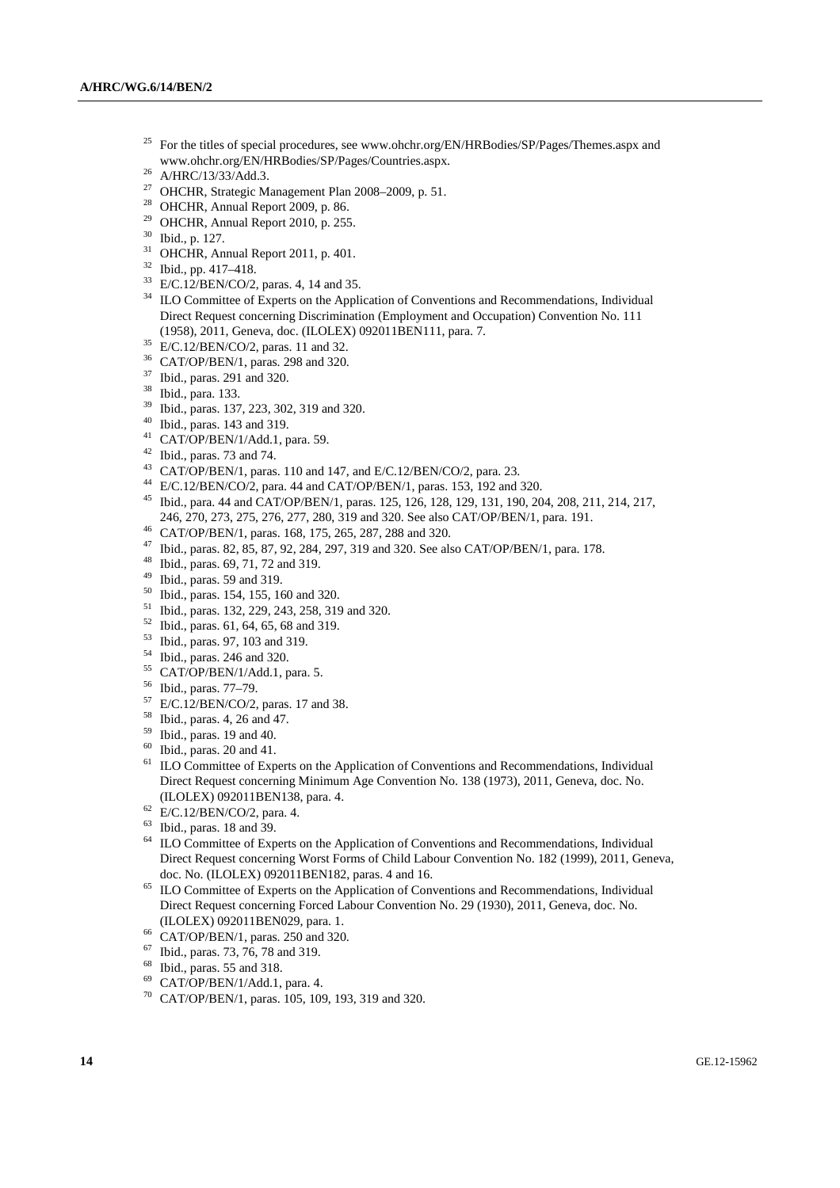[25] For the titles of special procedures, see www.ohchr.org/EN/HRBodies/SP/Pages/Themes.aspx and www.ohchr.org/EN/HRBodies/SP/Pages/Countries.aspx.

[26] A/HRC/13/33/Add.3.

[27] OHCHR, Strategic Management Plan 2008–2009, p. 51.

[28] OHCHR, Annual Report 2009, p. 86.

[29] OHCHR, Annual Report 2010, p. 255.

[30] Ibid., p. 127.

[31] OHCHR, Annual Report 2011, p. 401.

[32] Ibid., pp. 417–418.

[33] E/C.12/BEN/CO/2, paras. 4, 14 and 35.

[34] ILO Committee of Experts on the Application of Conventions and Recommendations, Individual Direct Request concerning Discrimination (Employment and Occupation) Convention No. 111 (1958), 2011, Geneva, doc. (ILOLEX) 092011BEN111, para. 7.

[35] E/C.12/BEN/CO/2, paras. 11 and 32.

[36] CAT/OP/BEN/1, paras. 298 and 320.

[37] Ibid., paras. 291 and 320.

[38] Ibid., para. 133.

[39] Ibid., paras. 137, 223, 302, 319 and 320.

[40] Ibid., paras. 143 and 319.

[41] CAT/OP/BEN/1/Add.1, para. 59.

[42] Ibid., paras. 73 and 74.

[43] CAT/OP/BEN/1, paras. 110 and 147, and E/C.12/BEN/CO/2, para. 23.

[44] E/C.12/BEN/CO/2, para. 44 and CAT/OP/BEN/1, paras. 153, 192 and 320.

[45] Ibid., para. 44 and CAT/OP/BEN/1, paras. 125, 126, 128, 129, 131, 190, 204, 208, 211, 214, 217, 246, 270, 273, 275, 276, 277, 280, 319 and 320. See also CAT/OP/BEN/1, para. 191.

[46] CAT/OP/BEN/1, paras. 168, 175, 265, 287, 288 and 320.

[47] Ibid., paras. 82, 85, 87, 92, 284, 297, 319 and 320. See also CAT/OP/BEN/1, para. 178.

[48] Ibid., paras. 69, 71, 72 and 319.

[49] Ibid., paras. 59 and 319.

[50] Ibid., paras. 154, 155, 160 and 320.

[51] Ibid., paras. 132, 229, 243, 258, 319 and 320.

[52] Ibid., paras. 61, 64, 65, 68 and 319.

[53] Ibid., paras. 97, 103 and 319.

[54] Ibid., paras. 246 and 320.

[55] CAT/OP/BEN/1/Add.1, para. 5.

[56] Ibid., paras. 77–79.

[57] E/C.12/BEN/CO/2, paras. 17 and 38.

[58] Ibid., paras. 4, 26 and 47.

[59] Ibid., paras. 19 and 40.

[60] Ibid., paras. 20 and 41.

[61] ILO Committee of Experts on the Application of Conventions and Recommendations, Individual Direct Request concerning Minimum Age Convention No. 138 (1973), 2011, Geneva, doc. No. (ILOLEX) 092011BEN138, para. 4.

[62] E/C.12/BEN/CO/2, para. 4.

[63] Ibid., paras. 18 and 39.

[64] ILO Committee of Experts on the Application of Conventions and Recommendations, Individual Direct Request concerning Worst Forms of Child Labour Convention No. 182 (1999), 2011, Geneva, doc. No. (ILOLEX) 092011BEN182, paras. 4 and 16.

[65] ILO Committee of Experts on the Application of Conventions and Recommendations, Individual Direct Request concerning Forced Labour Convention No. 29 (1930), 2011, Geneva, doc. No. (ILOLEX) 092011BEN029, para. 1.

[66] CAT/OP/BEN/1, paras. 250 and 320.

[67] Ibid., paras. 73, 76, 78 and 319.

[68] Ibid., paras. 55 and 318.

[69] CAT/OP/BEN/1/Add.1, para. 4.

[70] CAT/OP/BEN/1, paras. 105, 109, 193, 319 and 320.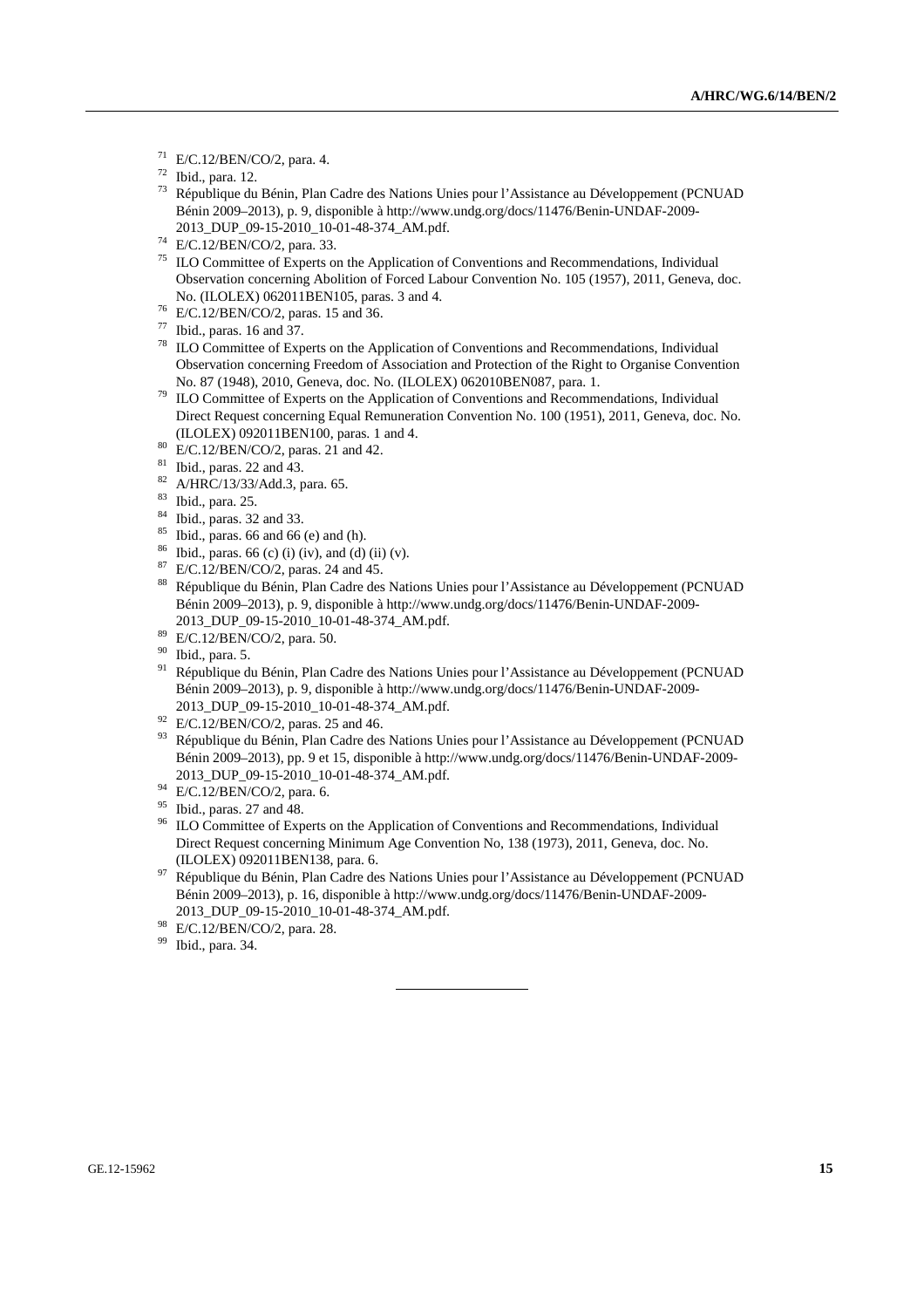[71] E/C.12/BEN/CO/2, para. 4.

[72] Ibid., para. 12.

[73] République du Bénin, Plan Cadre des Nations Unies pour l'Assistance au Développement (PCNUAD Bénin 2009–2013), p. 9, disponible à http://www.undg.org/docs/11476/Benin-UNDAF-2009-2013_DUP_09-15-2010_10-01-48-374_AM.pdf.

[74] E/C.12/BEN/CO/2, para. 33.

[75] ILO Committee of Experts on the Application of Conventions and Recommendations, Individual Observation concerning Abolition of Forced Labour Convention No. 105 (1957), 2011, Geneva, doc. No. (ILOLEX) 062011BEN105, paras. 3 and 4.

[76] E/C.12/BEN/CO/2, paras. 15 and 36.

[77] Ibid., paras. 16 and 37.

[78] ILO Committee of Experts on the Application of Conventions and Recommendations, Individual Observation concerning Freedom of Association and Protection of the Right to Organise Convention No. 87 (1948), 2010, Geneva, doc. No. (ILOLEX) 062010BEN087, para. 1.

[79] ILO Committee of Experts on the Application of Conventions and Recommendations, Individual Direct Request concerning Equal Remuneration Convention No. 100 (1951), 2011, Geneva, doc. No. (ILOLEX) 092011BEN100, paras. 1 and 4.

[80] E/C.12/BEN/CO/2, paras. 21 and 42.

[81] Ibid., paras. 22 and 43.

[82] A/HRC/13/33/Add.3, para. 65.

[83] Ibid., para. 25.

[84] Ibid., paras. 32 and 33.

[85] Ibid., paras. 66 and 66 (e) and (h).

[86] Ibid., paras. 66 (c) (i) (iv), and (d) (ii) (v).

[87] E/C.12/BEN/CO/2, paras. 24 and 45.

[88] République du Bénin, Plan Cadre des Nations Unies pour l'Assistance au Développement (PCNUAD Bénin 2009–2013), p. 9, disponible à http://www.undg.org/docs/11476/Benin-UNDAF-2009-2013_DUP_09-15-2010_10-01-48-374_AM.pdf.

[89] E/C.12/BEN/CO/2, para. 50.

[90] Ibid., para. 5.

[91] République du Bénin, Plan Cadre des Nations Unies pour l'Assistance au Développement (PCNUAD Bénin 2009–2013), p. 9, disponible à http://www.undg.org/docs/11476/Benin-UNDAF-2009-2013_DUP_09-15-2010_10-01-48-374_AM.pdf.

[92] E/C.12/BEN/CO/2, paras. 25 and 46.

[93] République du Bénin, Plan Cadre des Nations Unies pour l'Assistance au Développement (PCNUAD Bénin 2009–2013), pp. 9 et 15, disponible à http://www.undg.org/docs/11476/Benin-UNDAF-2009-2013_DUP_09-15-2010_10-01-48-374_AM.pdf.

[94] E/C.12/BEN/CO/2, para. 6.

[95] Ibid., paras. 27 and 48.

[96] ILO Committee of Experts on the Application of Conventions and Recommendations, Individual Direct Request concerning Minimum Age Convention No, 138 (1973), 2011, Geneva, doc. No. (ILOLEX) 092011BEN138, para. 6.

[97] République du Bénin, Plan Cadre des Nations Unies pour l'Assistance au Développement (PCNUAD Bénin 2009–2013), p. 16, disponible à http://www.undg.org/docs/11476/Benin-UNDAF-2009-2013_DUP_09-15-2010_10-01-48-374_AM.pdf.

[98] E/C.12/BEN/CO/2, para. 28.

[99] Ibid., para. 34.